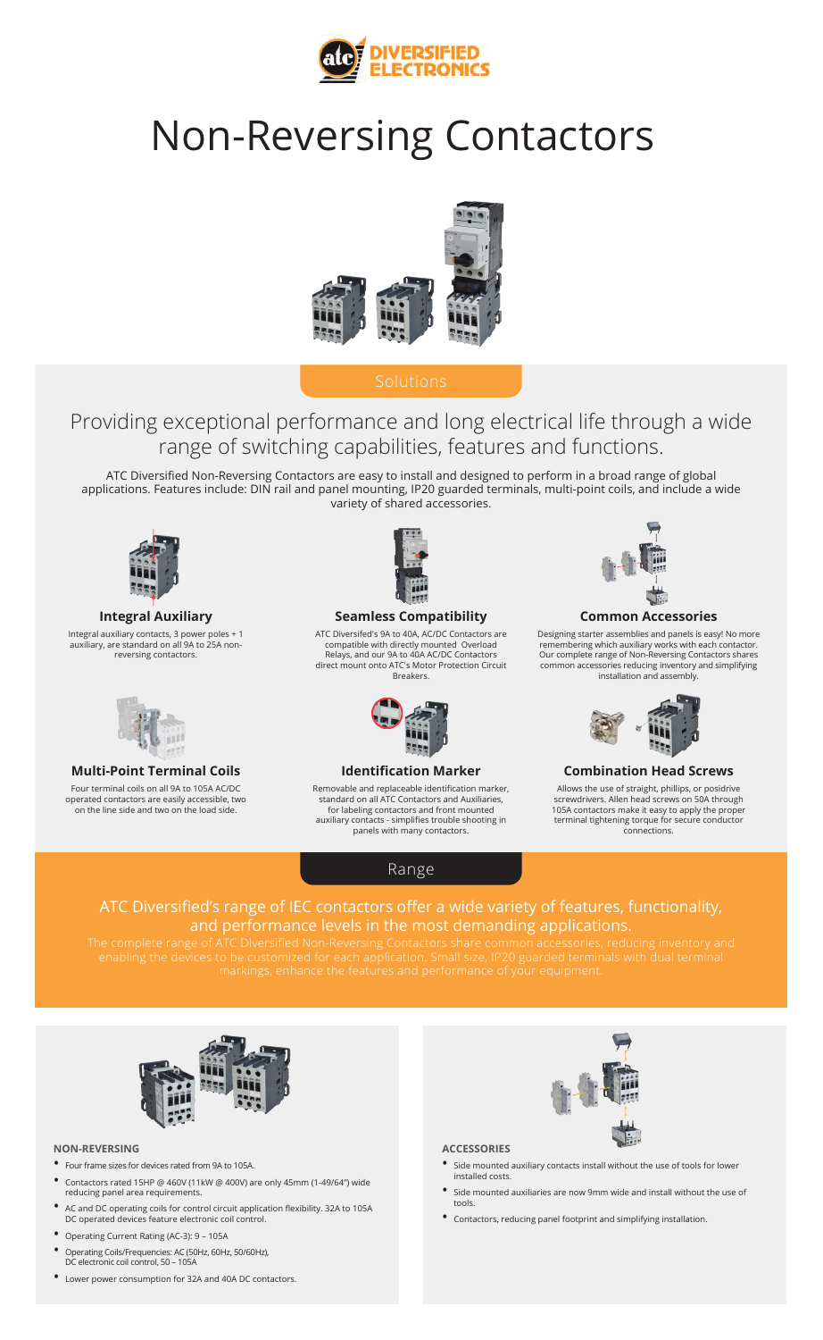# Non-Reversing Contactors

## Solutions

### Providing exceptional performance and long electrical life through a wide range of switching capabilities, features and functions.

ATC Diversified Non-Reversing Contactors are easy to install and designed to perform in a broad range of global applications. Features include: DIN rail and panel mounting, IP20 guarded terminals, multi-point coils, and include a wide variety of shared accessories.

**Integral Auxiliary**

Integral auxiliary contacts, 3 power poles + 1 auxiliary, are standard on all 9A to 25A non-reversing contactors.

**Seamless Compatibility**

ATC Diversifed's 9A to 40A, AC/DC Contactors are compatible with directly mounted Overload Relays, and our 9A to 40A AC/DC Contactors direct mount onto ATC's Motor Protection Circuit Breakers.

**Common Accessories**

Designing starter assemblies and panels is easy! No more remembering which auxiliary works with each contactor. Our complete range of Non-Reversing Contactors shares common accessories reducing inventory and simplifying installation and assembly.

**Multi-Point Terminal Coils**

Four terminal coils on all 9A to 105A AC/DC operated contactors are easily accessible, two on the line side and two on the load side.

**Identification Marker**

Removable and replaceable identification marker, standard on all ATC Contactors and Auxiliaries, for labeling contactors and front mounted auxiliary contacts - simplifies trouble shooting in panels with many contactors.

**Combination Head Screws**

Allows the use of straight, phillips, or posidrive screwdrivers. Allen head screws on 50A through 105A contactors make it easy to apply the proper terminal tightening torque for secure conductor connections.

## Range

### ATC Diversified's range of IEC contactors offer a wide variety of features, functionality, and performance levels in the most demanding applications.

The complete range of ATC Diversified Non-Reversing Contactors share common accessories, reducing inventory and enabling the devices to be customized for each application. Small size, IP20 guarded terminals with dual terminal markings, enhance the features and performance of your equipment.

**NON-REVERSING**

- Four frame sizes for devices rated from 9A to 105A.
- Contactors rated 15HP @ 460V (11kW @ 400V) are only 45mm (1-49/64") wide reducing panel area requirements.
- AC and DC operating coils for control circuit application flexibility. 32A to 105A DC operated devices feature electronic coil control.
- Operating Current Rating (AC-3): 9 – 105A
- Operating Coils/Frequencies: AC (50Hz, 60Hz, 50/60Hz), DC electronic coil control, 50 – 105A
- Lower power consumption for 32A and 40A DC contactors.

**ACCESSORIES**

- Side mounted auxiliary contacts install without the use of tools for lower installed costs.
- Side mounted auxiliaries are now 9mm wide and install without the use of tools.
- Contactors, reducing panel footprint and simplifying installation.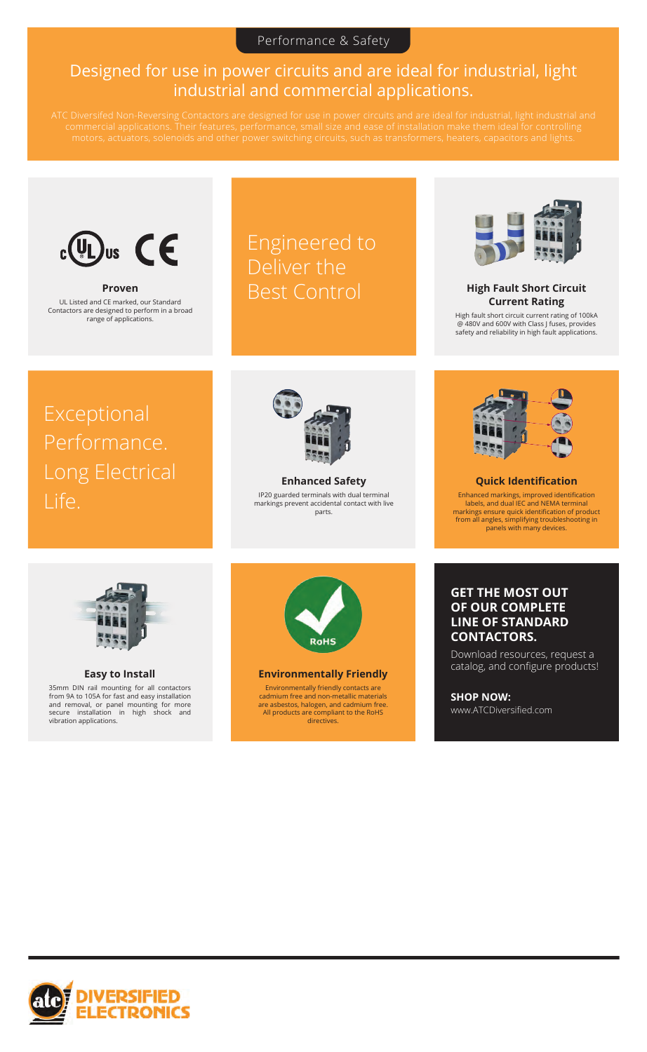Performance & Safety

# Designed for use in power circuits and are ideal for industrial, light industrial and commercial applications.

ATC Diversifed Non-Reversing Contactors are designed for use in power circuits and are ideal for industrial, light industrial and commercial applications. Their features, performance, small size and ease of installation make them ideal for controlling motors, actuators, solenoids and other power switching circuits, such as transformers, heaters, capacitors and lights.

**Proven**

UL Listed and CE marked, our Standard Contactors are designed to perform in a broad range of applications.

## Engineered to Deliver the Best Control

**High Fault Short Circuit Current Rating**

High fault short circuit current rating of 100kA @ 480V and 600V with Class J fuses, provides safety and reliability in high fault applications.

## Exceptional Performance. Long Electrical Life.

**Enhanced Safety**

IP20 guarded terminals with dual terminal markings prevent accidental contact with live parts.

**Quick Identification**

Enhanced markings, improved identification labels, and dual IEC and NEMA terminal markings ensure quick identification of product from all angles, simplifying troubleshooting in panels with many devices.

**Easy to Install**

35mm DIN rail mounting for all contactors from 9A to 105A for fast and easy installation and removal, or panel mounting for more secure installation in high shock and vibration applications.

**Environmentally Friendly**

Environmentally friendly contacts are cadmium free and non-metallic materials are asbestos, halogen, and cadmium free. All products are compliant to the RoHS directives.

**GET THE MOST OUT OF OUR COMPLETE LINE OF STANDARD CONTACTORS.**

Download resources, request a catalog, and configure products!

**SHOP NOW:**
www.ATCDiversified.com

atc DIVERSIFIED ELECTRONICS